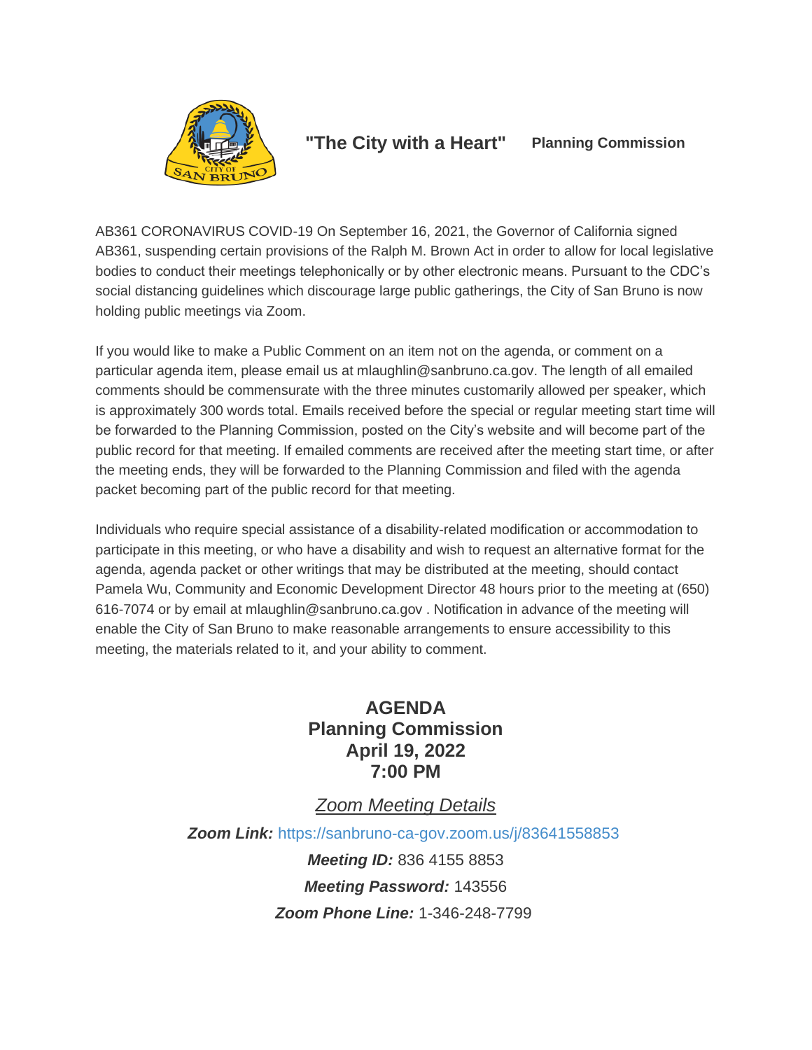"The City with a Heart" **Planning Commission**

AB361 CORONAVIRUS COVID-19 On September 16, 2021, the Governor of California signed AB361, suspending certain provisions of the Ralph M. Brown Act in order to allow for local legislative bodies to conduct their meetings telephonically or by other electronic means. Pursuant to the CDC's social distancing guidelines which discourage large public gatherings, the City of San Bruno is now holding public meetings via Zoom.

If you would like to make a Public Comment on an item not on the agenda, or comment on a particular agenda item, please email us at mlaughlin@sanbruno.ca.gov. The length of all emailed comments should be commensurate with the three minutes customarily allowed per speaker, which is approximately 300 words total. Emails received before the special or regular meeting start time will be forwarded to the Planning Commission, posted on the City's website and will become part of the public record for that meeting. If emailed comments are received after the meeting start time, or after the meeting ends, they will be forwarded to the Planning Commission and filed with the agenda packet becoming part of the public record for that meeting.

Individuals who require special assistance of a disability-related modification or accommodation to participate in this meeting, or who have a disability and wish to request an alternative format for the agenda, agenda packet or other writings that may be distributed at the meeting, should contact Pamela Wu, Community and Economic Development Director 48 hours prior to the meeting at (650) 616-7074 or by email at mlaughlin@sanbruno.ca.gov . Notification in advance of the meeting will enable the City of San Bruno to make reasonable arrangements to ensure accessibility to this meeting, the materials related to it, and your ability to comment.

# AGENDA
# Planning Commission
# April 19, 2022
# 7:00 PM

*Zoom Meeting Details*

***Zoom Link:*** https://sanbruno-ca-gov.zoom.us/j/83641558853

***Meeting ID:*** 836 4155 8853

***Meeting Password:*** 143556

***Zoom Phone Line:*** 1-346-248-7799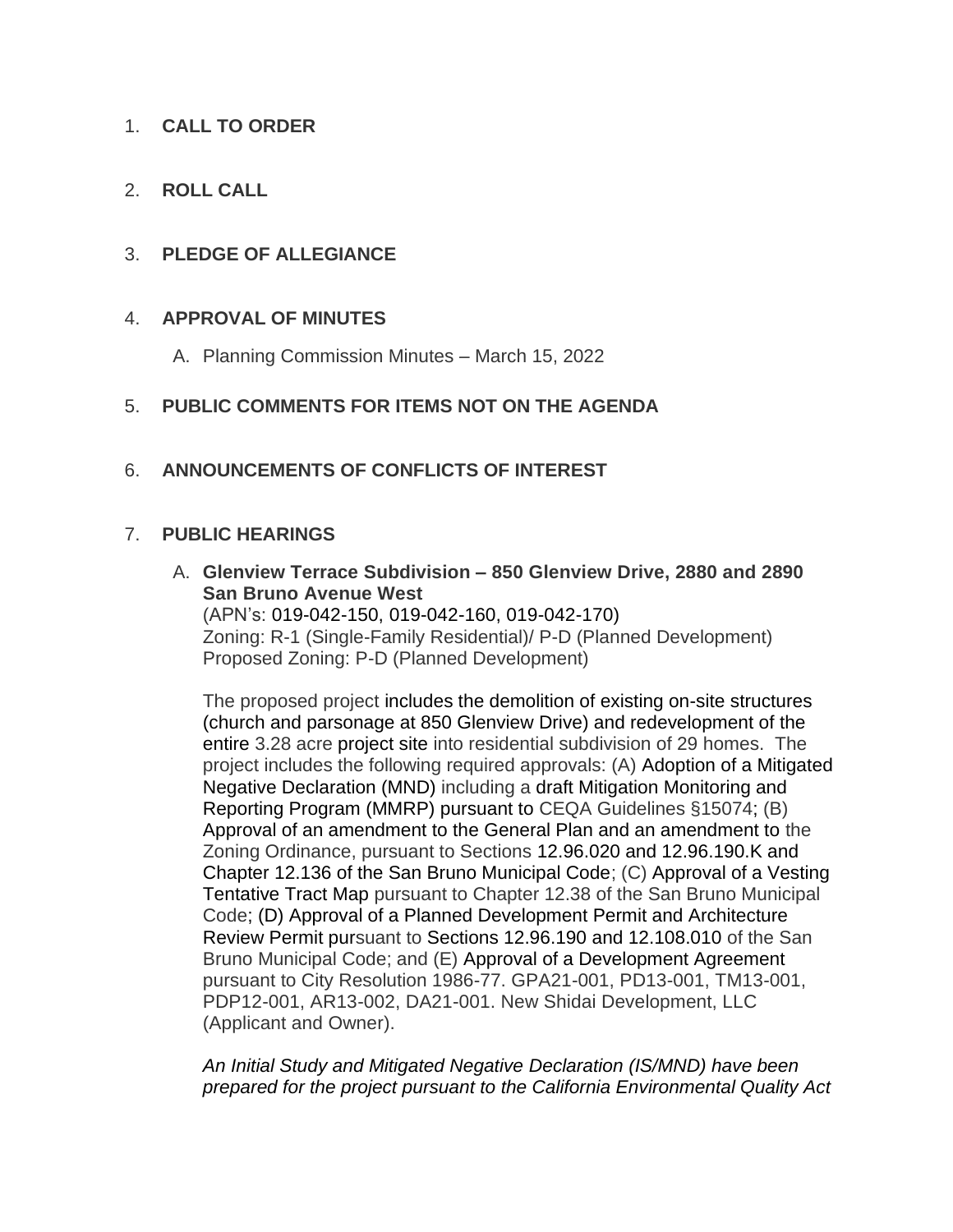1. **CALL TO ORDER**

2. **ROLL CALL**

3. **PLEDGE OF ALLEGIANCE**

4. **APPROVAL OF MINUTES**

   A. Planning Commission Minutes – March 15, 2022

5. **PUBLIC COMMENTS FOR ITEMS NOT ON THE AGENDA**

6. **ANNOUNCEMENTS OF CONFLICTS OF INTEREST**

7. **PUBLIC HEARINGS**

   A. **Glenview Terrace Subdivision – 850 Glenview Drive, 2880 and 2890 San Bruno Avenue West**
   (APN's: 019-042-150, 019-042-160, 019-042-170)
   Zoning: R-1 (Single-Family Residential)/ P-D (Planned Development)
   Proposed Zoning: P-D (Planned Development)

   The proposed project includes the demolition of existing on-site structures (church and parsonage at 850 Glenview Drive) and redevelopment of the entire 3.28 acre project site into residential subdivision of 29 homes. The project includes the following required approvals: (A) Adoption of a Mitigated Negative Declaration (MND) including a draft Mitigation Monitoring and Reporting Program (MMRP) pursuant to CEQA Guidelines §15074; (B) Approval of an amendment to the General Plan and an amendment to the Zoning Ordinance, pursuant to Sections 12.96.020 and 12.96.190.K and Chapter 12.136 of the San Bruno Municipal Code; (C) Approval of a Vesting Tentative Tract Map pursuant to Chapter 12.38 of the San Bruno Municipal Code; (D) Approval of a Planned Development Permit and Architecture Review Permit pursuant to Sections 12.96.190 and 12.108.010 of the San Bruno Municipal Code; and (E) Approval of a Development Agreement pursuant to City Resolution 1986-77. GPA21-001, PD13-001, TM13-001, PDP12-001, AR13-002, DA21-001. New Shidai Development, LLC (Applicant and Owner).

   *An Initial Study and Mitigated Negative Declaration (IS/MND) have been prepared for the project pursuant to the California Environmental Quality Act*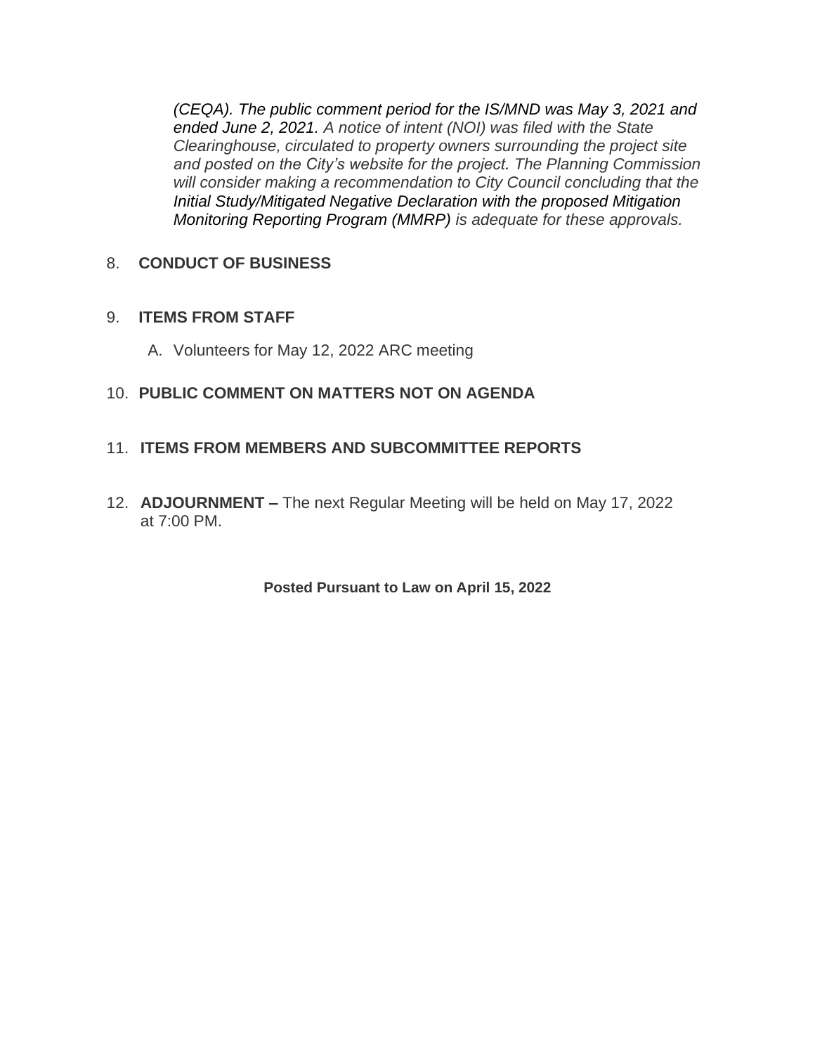*(CEQA). The public comment period for the IS/MND was May 3, 2021 and ended June 2, 2021. A notice of intent (NOI) was filed with the State Clearinghouse, circulated to property owners surrounding the project site and posted on the City's website for the project. The Planning Commission will consider making a recommendation to City Council concluding that the Initial Study/Mitigated Negative Declaration with the proposed Mitigation Monitoring Reporting Program (MMRP) is adequate for these approvals.*

8. **CONDUCT OF BUSINESS**

9. **ITEMS FROM STAFF**

   A. Volunteers for May 12, 2022 ARC meeting

10. **PUBLIC COMMENT ON MATTERS NOT ON AGENDA**

11. **ITEMS FROM MEMBERS AND SUBCOMMITTEE REPORTS**

12. **ADJOURNMENT –** The next Regular Meeting will be held on May 17, 2022 at 7:00 PM.

**Posted Pursuant to Law on April 15, 2022**